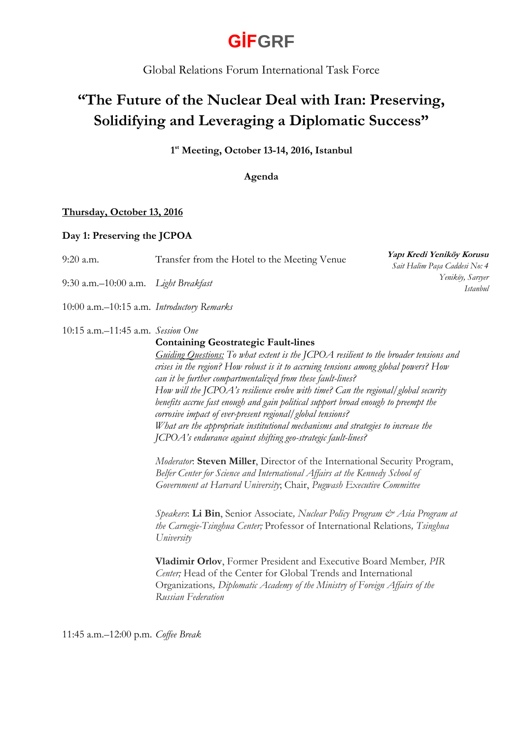# GİFGRF

Global Relations Forum International Task Force

# "The Future of the Nuclear Deal with Iran: Preserving, Solidifying and Leveraging a Diplomatic Success"

**1st Meeting, October 13-14, 2016, Istanbul**

**Agenda**

**Thursday, October 13, 2016**

**Day 1: Preserving the JCPOA**

***Yapı Kredi Yeniköy Korusu***
*Sait Halim Paşa Caddesi No: 4*
*Yeniköy, Sarıyer*
*Istanbul*

9:20 a.m. Transfer from the Hotel to the Meeting Venue

9:30 a.m.–10:00 a.m. *Light Breakfast*

10:00 a.m.–10:15 a.m. *Introductory Remarks*

10:15 a.m.–11:45 a.m. *Session One*

**Containing Geostrategic Fault-lines**

*Guiding Questions: To what extent is the JCPOA resilient to the broader tensions and crises in the region? How robust is it to accruing tensions among global powers? How can it be further compartmentalized from these fault-lines?*
*How will the JCPOA's resilience evolve with time? Can the regional/global security benefits accrue fast enough and gain political support broad enough to preempt the corrosive impact of ever-present regional/global tensions?*
*What are the appropriate institutional mechanisms and strategies to increase the JCPOA's endurance against shifting geo-strategic fault-lines?*

*Moderator*: **Steven Miller**, Director of the International Security Program, *Belfer Center for Science and International Affairs at the Kennedy School of Government at Harvard University*; Chair, *Pugwash Executive Committee*

*Speakers*: **Li Bin**, Senior Associate*, Nuclear Policy Program & Asia Program at the Carnegie-Tsinghua Center;* Professor of International Relations*, Tsinghua University*

**Vladimir Orlov**, Former President and Executive Board Member*, PIR Center;* Head of the Center for Global Trends and International Organizations*, Diplomatic Academy of the Ministry of Foreign Affairs of the Russian Federation*

11:45 a.m.–12:00 p.m. *Coffee Break*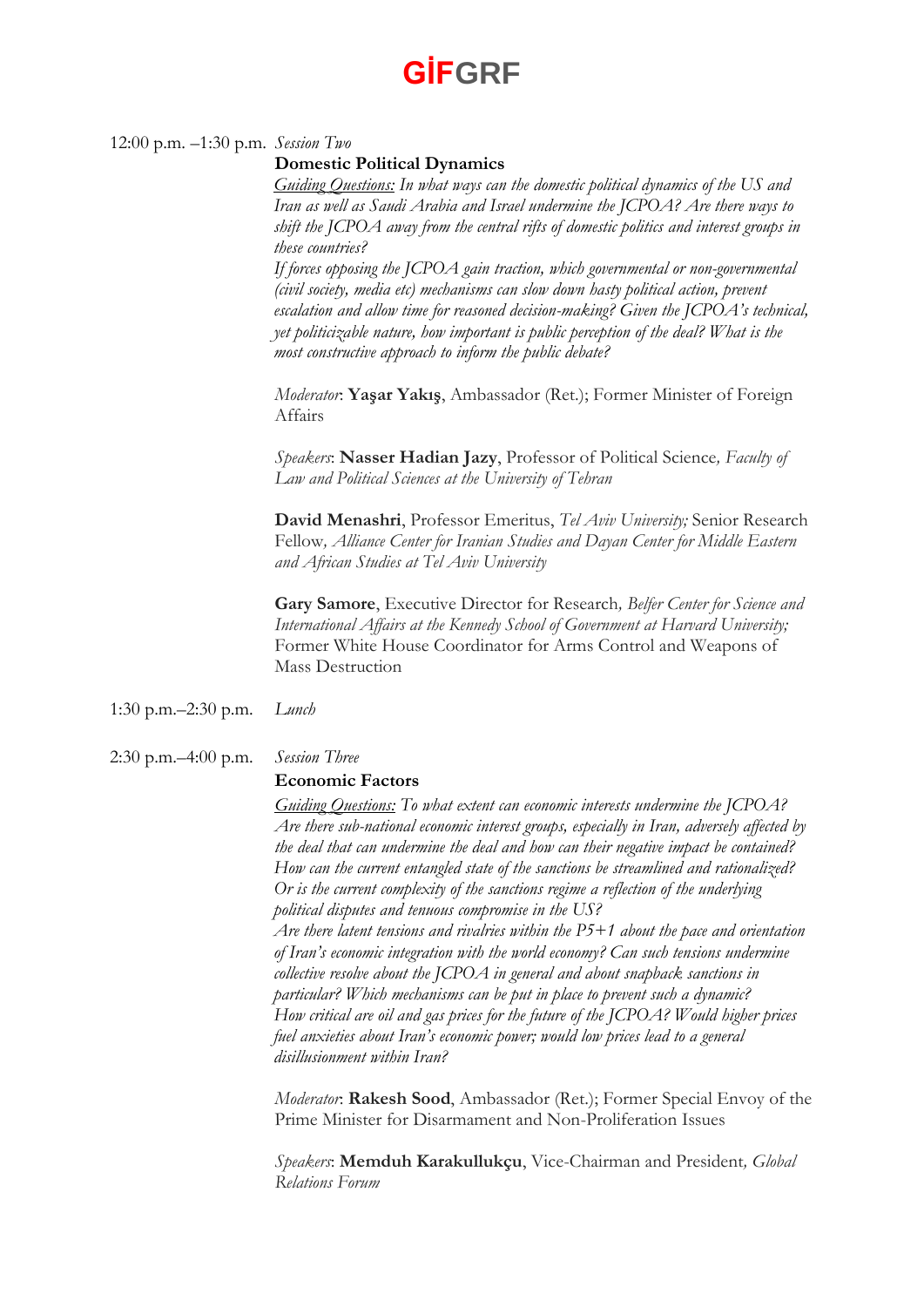12:00 p.m. –1:30 p.m. *Session Two*

**Domestic Political Dynamics**

*Guiding Questions: In what ways can the domestic political dynamics of the US and Iran as well as Saudi Arabia and Israel undermine the JCPOA? Are there ways to shift the JCPOA away from the central rifts of domestic politics and interest groups in these countries?*

*If forces opposing the JCPOA gain traction, which governmental or non-governmental (civil society, media etc) mechanisms can slow down hasty political action, prevent escalation and allow time for reasoned decision-making? Given the JCPOA's technical, yet politicizable nature, how important is public perception of the deal? What is the most constructive approach to inform the public debate?*

*Moderator*: **Yaşar Yakış**, Ambassador (Ret.); Former Minister of Foreign Affairs

*Speakers*: **Nasser Hadian Jazy**, Professor of Political Science, *Faculty of Law and Political Sciences at the University of Tehran*

**David Menashri**, Professor Emeritus, *Tel Aviv University;* Senior Research Fellow, *Alliance Center for Iranian Studies and Dayan Center for Middle Eastern and African Studies at Tel Aviv University*

**Gary Samore**, Executive Director for Research, *Belfer Center for Science and International Affairs at the Kennedy School of Government at Harvard University;* Former White House Coordinator for Arms Control and Weapons of Mass Destruction

1:30 p.m.–2:30 p.m. *Lunch*

2:30 p.m.–4:00 p.m. *Session Three*

**Economic Factors**

*Guiding Questions: To what extent can economic interests undermine the JCPOA? Are there sub-national economic interest groups, especially in Iran, adversely affected by the deal that can undermine the deal and how can their negative impact be contained? How can the current entangled state of the sanctions be streamlined and rationalized? Or is the current complexity of the sanctions regime a reflection of the underlying political disputes and tenuous compromise in the US?*

*Are there latent tensions and rivalries within the P5+1 about the pace and orientation of Iran's economic integration with the world economy? Can such tensions undermine collective resolve about the JCPOA in general and about snapback sanctions in particular? Which mechanisms can be put in place to prevent such a dynamic? How critical are oil and gas prices for the future of the JCPOA? Would higher prices fuel anxieties about Iran's economic power; would low prices lead to a general disillusionment within Iran?*

*Moderator*: **Rakesh Sood**, Ambassador (Ret.); Former Special Envoy of the Prime Minister for Disarmament and Non-Proliferation Issues

*Speakers*: **Memduh Karakullukçu**, Vice-Chairman and President, *Global Relations Forum*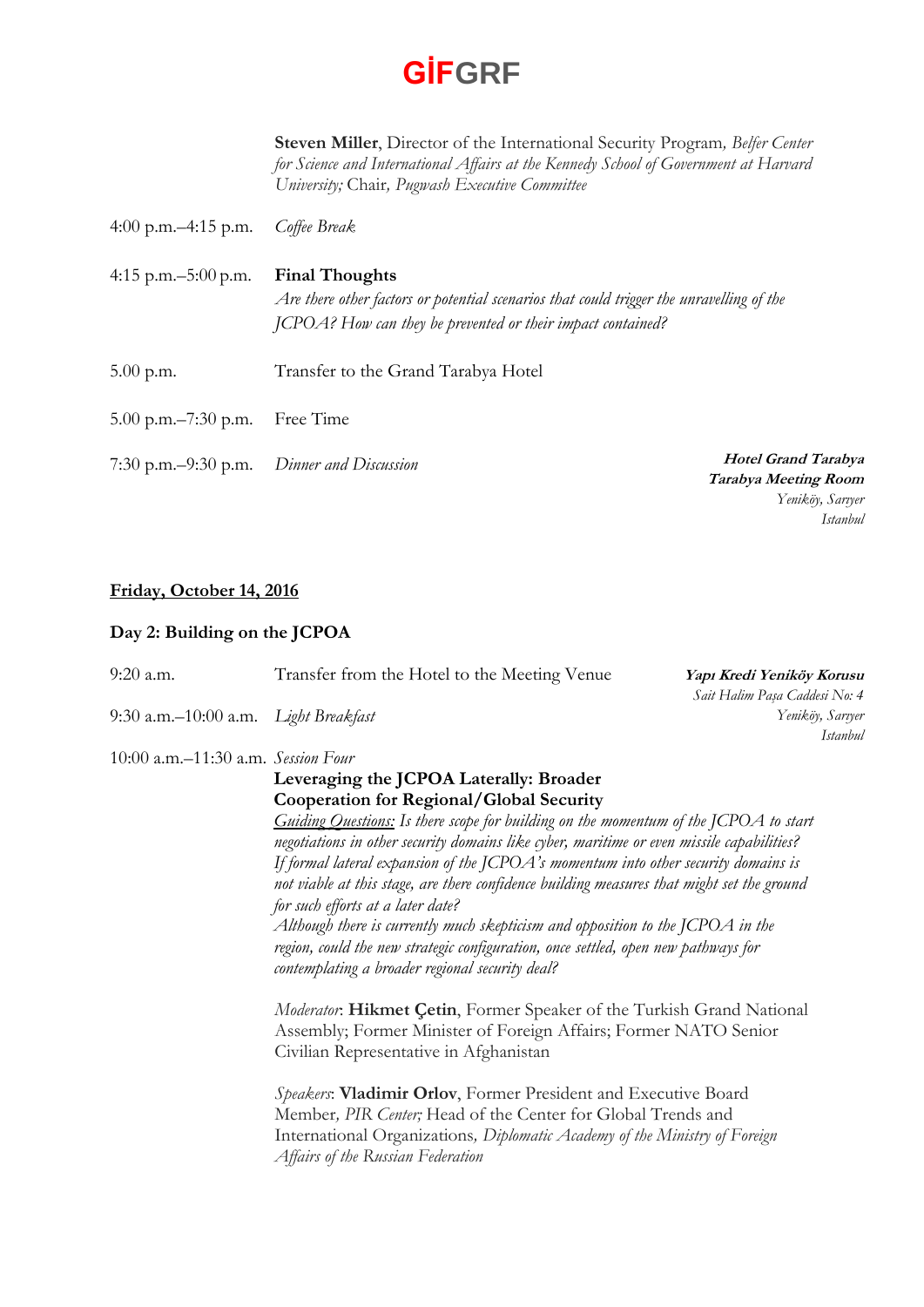**GİFGRF**

**Steven Miller**, Director of the International Security Program, *Belfer Center for Science and International Affairs at the Kennedy School of Government at Harvard University;* Chair, *Pugwash Executive Committee*

4:00 p.m.–4:15 p.m. *Coffee Break*

4:15 p.m.–5:00 p.m. **Final Thoughts**
*Are there other factors or potential scenarios that could trigger the unravelling of the JCPOA? How can they be prevented or their impact contained?*

5.00 p.m. Transfer to the Grand Tarabya Hotel

5.00 p.m.–7:30 p.m. Free Time

7:30 p.m.–9:30 p.m. *Dinner and Discussion*

***Hotel Grand Tarabya***
***Tarabya Meeting Room***
*Yeniköy, Sarıyer*
*Istanbul*

## Friday, October 14, 2016

### Day 2: Building on the JCPOA

9:20 a.m. Transfer from the Hotel to the Meeting Venue

***Yapı Kredi Yeniköy Korusu***
*Sait Halim Paşa Caddesi No: 4*
*Yeniköy, Sarıyer*
*Istanbul*

9:30 a.m.–10:00 a.m. *Light Breakfast*

10:00 a.m.–11:30 a.m. *Session Four*

**Leveraging the JCPOA Laterally: Broader Cooperation for Regional/Global Security**

*Guiding Questions: Is there scope for building on the momentum of the JCPOA to start negotiations in other security domains like cyber, maritime or even missile capabilities? If formal lateral expansion of the JCPOA's momentum into other security domains is not viable at this stage, are there confidence building measures that might set the ground for such efforts at a later date?*
*Although there is currently much skepticism and opposition to the JCPOA in the region, could the new strategic configuration, once settled, open new pathways for contemplating a broader regional security deal?*

*Moderator*: **Hikmet Çetin**, Former Speaker of the Turkish Grand National Assembly; Former Minister of Foreign Affairs; Former NATO Senior Civilian Representative in Afghanistan

*Speakers*: **Vladimir Orlov**, Former President and Executive Board Member, *PIR Center;* Head of the Center for Global Trends and International Organizations, *Diplomatic Academy of the Ministry of Foreign Affairs of the Russian Federation*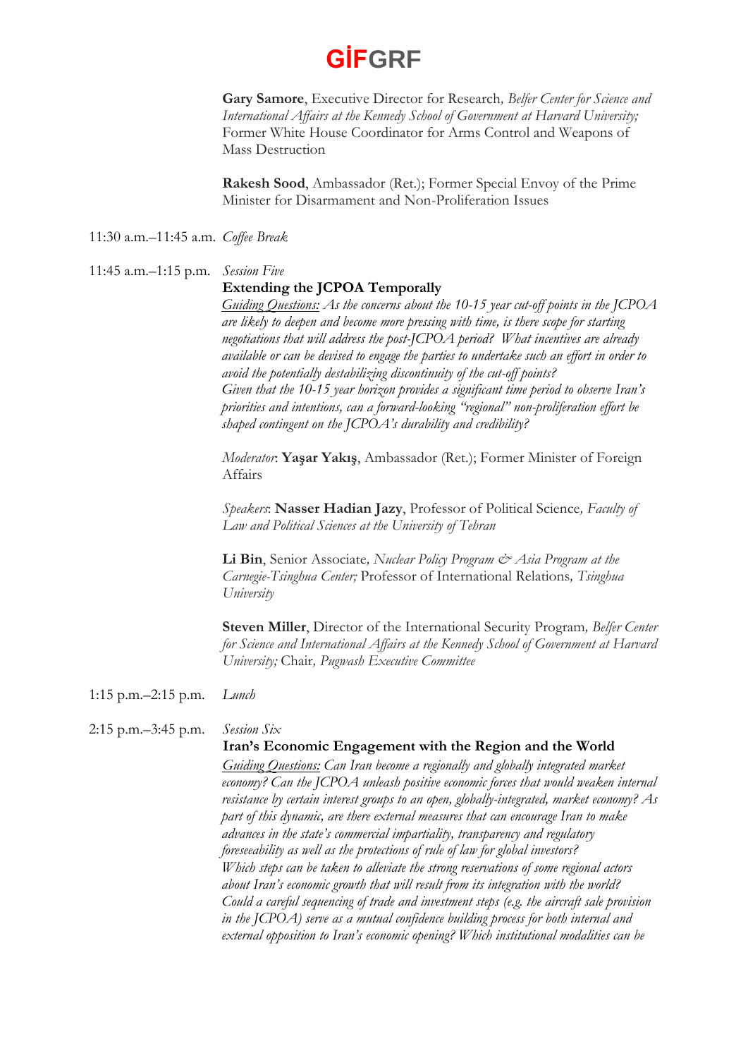**Gary Samore**, Executive Director for Research*, Belfer Center for Science and International Affairs at the Kennedy School of Government at Harvard University;* Former White House Coordinator for Arms Control and Weapons of Mass Destruction

**Rakesh Sood**, Ambassador (Ret.); Former Special Envoy of the Prime Minister for Disarmament and Non-Proliferation Issues

11:30 a.m.–11:45 a.m. *Coffee Break*

11:45 a.m.–1:15 p.m. *Session Five*

**Extending the JCPOA Temporally**

*Guiding Questions: As the concerns about the 10-15 year cut-off points in the JCPOA are likely to deepen and become more pressing with time, is there scope for starting negotiations that will address the post-JCPOA period? What incentives are already available or can be devised to engage the parties to undertake such an effort in order to avoid the potentially destabilizing discontinuity of the cut-off points?*
*Given that the 10-15 year horizon provides a significant time period to observe Iran's priorities and intentions, can a forward-looking "regional" non-proliferation effort be shaped contingent on the JCPOA's durability and credibility?*

*Moderator*: **Yaşar Yakış**, Ambassador (Ret.); Former Minister of Foreign Affairs

*Speakers*: **Nasser Hadian Jazy**, Professor of Political Science*, Faculty of Law and Political Sciences at the University of Tehran*

**Li Bin**, Senior Associate*, Nuclear Policy Program & Asia Program at the Carnegie-Tsinghua Center;* Professor of International Relations*, Tsinghua University*

**Steven Miller**, Director of the International Security Program*, Belfer Center for Science and International Affairs at the Kennedy School of Government at Harvard University;* Chair*, Pugwash Executive Committee*

1:15 p.m.–2:15 p.m. *Lunch*

2:15 p.m.–3:45 p.m. *Session Six*

**Iran's Economic Engagement with the Region and the World**

*Guiding Questions: Can Iran become a regionally and globally integrated market economy? Can the JCPOA unleash positive economic forces that would weaken internal resistance by certain interest groups to an open, globally-integrated, market economy? As part of this dynamic, are there external measures that can encourage Iran to make advances in the state's commercial impartiality, transparency and regulatory foreseeability as well as the protections of rule of law for global investors?*
*Which steps can be taken to alleviate the strong reservations of some regional actors about Iran's economic growth that will result from its integration with the world? Could a careful sequencing of trade and investment steps (e.g. the aircraft sale provision in the JCPOA) serve as a mutual confidence building process for both internal and external opposition to Iran's economic opening? Which institutional modalities can be*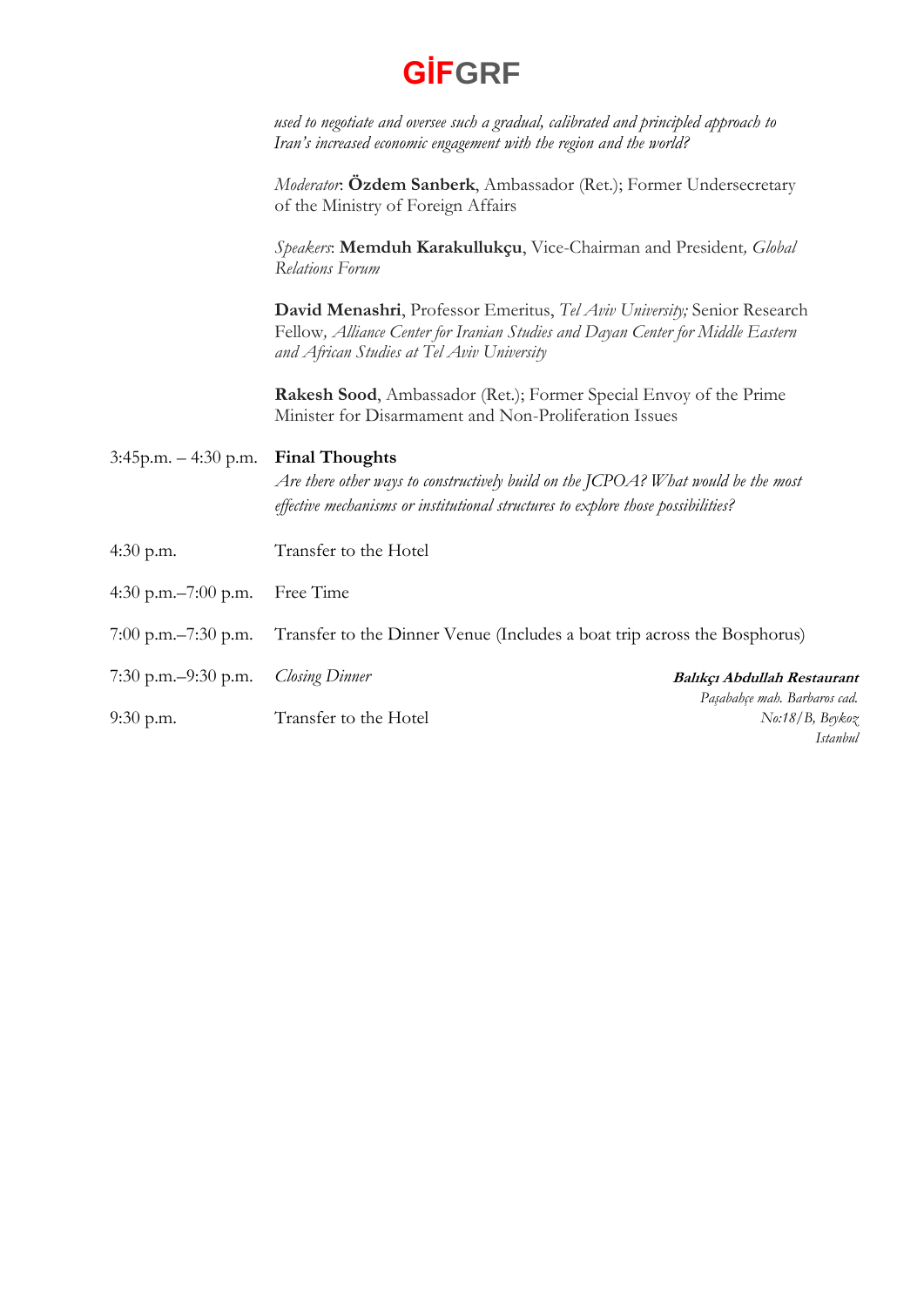*used to negotiate and oversee such a gradual, calibrated and principled approach to Iran's increased economic engagement with the region and the world?*

*Moderator*: **Özdem Sanberk**, Ambassador (Ret.); Former Undersecretary of the Ministry of Foreign Affairs

*Speakers*: **Memduh Karakullukçu**, Vice-Chairman and President, *Global Relations Forum*

**David Menashri**, Professor Emeritus, *Tel Aviv University;* Senior Research Fellow, *Alliance Center for Iranian Studies and Dayan Center for Middle Eastern and African Studies at Tel Aviv University*

**Rakesh Sood**, Ambassador (Ret.); Former Special Envoy of the Prime Minister for Disarmament and Non-Proliferation Issues

| | |
|---|---|
| 3:45p.m. – 4:30 p.m. | **Final Thoughts** *Are there other ways to constructively build on the JCPOA? What would be the most effective mechanisms or institutional structures to explore those possibilities?* |
| 4:30 p.m. | Transfer to the Hotel |
| 4:30 p.m.–7:00 p.m. | Free Time |
| 7:00 p.m.–7:30 p.m. | Transfer to the Dinner Venue (Includes a boat trip across the Bosphorus) |
| 7:30 p.m.–9:30 p.m. | *Closing Dinner* |
| 9:30 p.m. | Transfer to the Hotel |

***Balıkçı Abdullah Restaurant***
*Paşabahçe mah. Barbaros cad. No:18/B, Beykoz Istanbul*